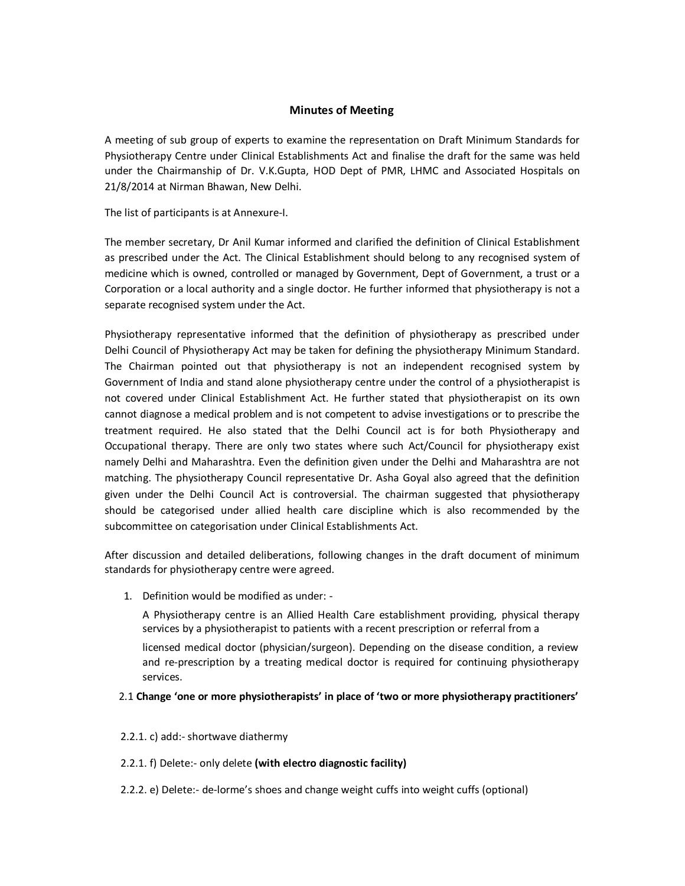# Minutes of Meeting

A meeting of sub group of experts to examine the representation on Draft Minimum Standards for Physiotherapy Centre under Clinical Establishments Act and finalise the draft for the same was held under the Chairmanship of Dr. V.K.Gupta, HOD Dept of PMR, LHMC and Associated Hospitals on 21/8/2014 at Nirman Bhawan, New Delhi.

The list of participants is at Annexure-I.

The member secretary, Dr Anil Kumar informed and clarified the definition of Clinical Establishment as prescribed under the Act. The Clinical Establishment should belong to any recognised system of medicine which is owned, controlled or managed by Government, Dept of Government, a trust or a Corporation or a local authority and a single doctor. He further informed that physiotherapy is not a separate recognised system under the Act.

Physiotherapy representative informed that the definition of physiotherapy as prescribed under Delhi Council of Physiotherapy Act may be taken for defining the physiotherapy Minimum Standard. The Chairman pointed out that physiotherapy is not an independent recognised system by Government of India and stand alone physiotherapy centre under the control of a physiotherapist is not covered under Clinical Establishment Act. He further stated that physiotherapist on its own cannot diagnose a medical problem and is not competent to advise investigations or to prescribe the treatment required. He also stated that the Delhi Council act is for both Physiotherapy and Occupational therapy. There are only two states where such Act/Council for physiotherapy exist namely Delhi and Maharashtra. Even the definition given under the Delhi and Maharashtra are not matching. The physiotherapy Council representative Dr. Asha Goyal also agreed that the definition given under the Delhi Council Act is controversial. The chairman suggested that physiotherapy should be categorised under allied health care discipline which is also recommended by the subcommittee on categorisation under Clinical Establishments Act.

After discussion and detailed deliberations, following changes in the draft document of minimum standards for physiotherapy centre were agreed.

1. Definition would be modified as under: -

   A Physiotherapy centre is an Allied Health Care establishment providing, physical therapy services by a physiotherapist to patients with a recent prescription or referral from a licensed medical doctor (physician/surgeon). Depending on the disease condition, a review and re-prescription by a treating medical doctor is required for continuing physiotherapy services.

2.1 **Change 'one or more physiotherapists' in place of 'two or more physiotherapy practitioners'**

2.2.1. c) add:- shortwave diathermy

2.2.1. f) Delete:- only delete **(with electro diagnostic facility)**

2.2.2. e) Delete:- de-lorme's shoes and change weight cuffs into weight cuffs (optional)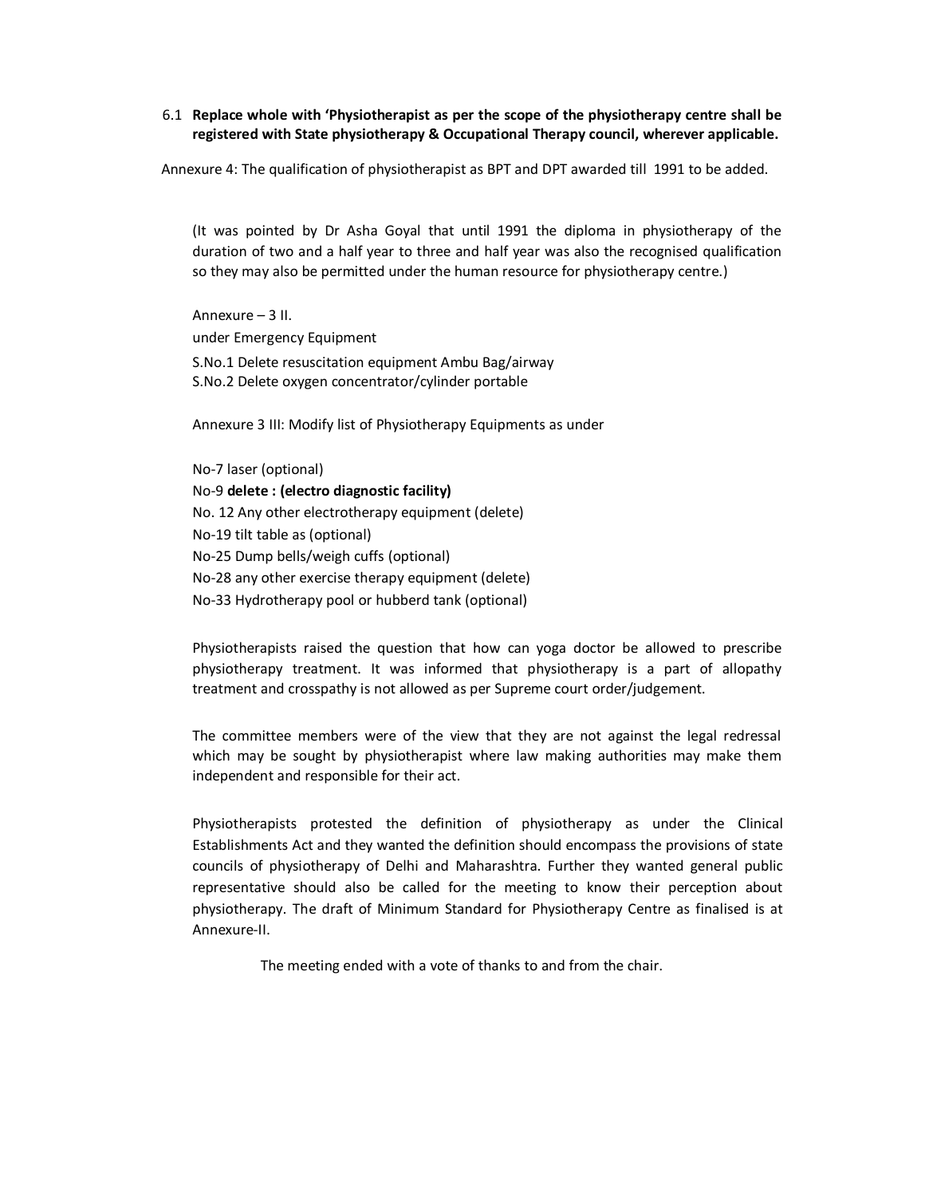6.1 **Replace whole with 'Physiotherapist as per the scope of the physiotherapy centre shall be registered with State physiotherapy & Occupational Therapy council, wherever applicable.**

Annexure 4: The qualification of physiotherapist as BPT and DPT awarded till 1991 to be added.

(It was pointed by Dr Asha Goyal that until 1991 the diploma in physiotherapy of the duration of two and a half year to three and half year was also the recognised qualification so they may also be permitted under the human resource for physiotherapy centre.)

Annexure – 3 II.

under Emergency Equipment

S.No.1 Delete resuscitation equipment Ambu Bag/airway
S.No.2 Delete oxygen concentrator/cylinder portable

Annexure 3 III: Modify list of Physiotherapy Equipments as under

No-7 laser (optional)
No-9 **delete : (electro diagnostic facility)**
No. 12 Any other electrotherapy equipment (delete)
No-19 tilt table as (optional)
No-25 Dump bells/weigh cuffs (optional)
No-28 any other exercise therapy equipment (delete)
No-33 Hydrotherapy pool or hubberd tank (optional)

Physiotherapists raised the question that how can yoga doctor be allowed to prescribe physiotherapy treatment. It was informed that physiotherapy is a part of allopathy treatment and crosspathy is not allowed as per Supreme court order/judgement.

The committee members were of the view that they are not against the legal redressal which may be sought by physiotherapist where law making authorities may make them independent and responsible for their act.

Physiotherapists protested the definition of physiotherapy as under the Clinical Establishments Act and they wanted the definition should encompass the provisions of state councils of physiotherapy of Delhi and Maharashtra. Further they wanted general public representative should also be called for the meeting to know their perception about physiotherapy. The draft of Minimum Standard for Physiotherapy Centre as finalised is at Annexure-II.

The meeting ended with a vote of thanks to and from the chair.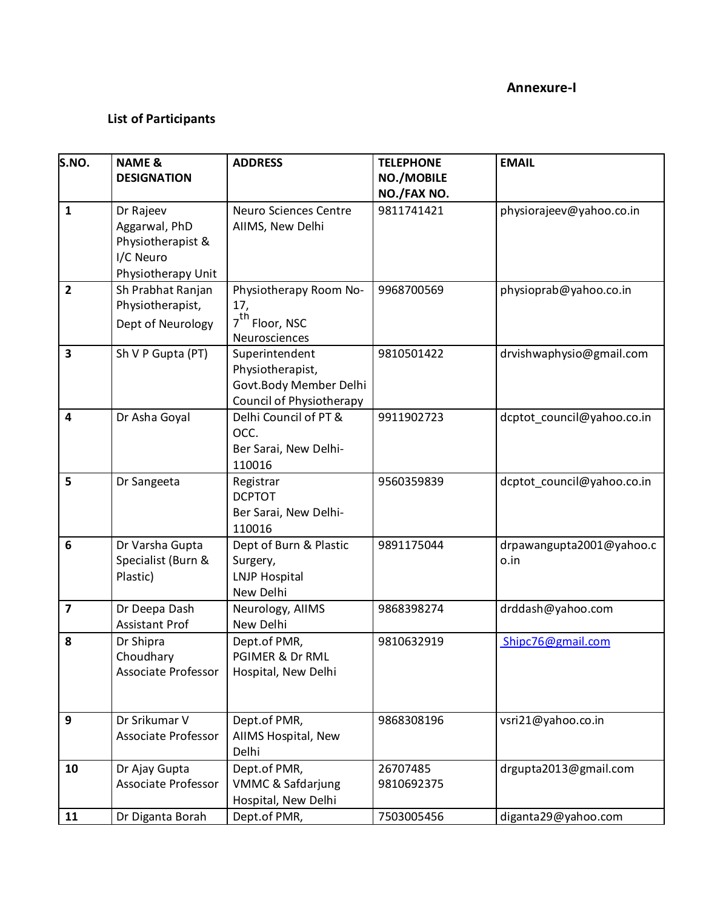**Annexure-I**

**List of Participants**

| S.NO. | NAME & DESIGNATION | ADDRESS | TELEPHONE NO./MOBILE NO./FAX NO. | EMAIL |
|---|---|---|---|---|
| 1 | Dr Rajeev Aggarwal, PhD Physiotherapist & I/C Neuro Physiotherapy Unit | Neuro Sciences Centre AIIMS, New Delhi | 9811741421 | physiorajeev@yahoo.co.in |
| 2 | Sh Prabhat Ranjan Physiotherapist, Dept of Neurology | Physiotherapy Room No-17, 7th Floor, NSC Neurosciences | 9968700569 | physioprab@yahoo.co.in |
| 3 | Sh V P Gupta (PT) | Superintendent Physiotherapist, Govt.Body Member Delhi Council of Physiotherapy | 9810501422 | drvishwaphysio@gmail.com |
| 4 | Dr Asha Goyal | Delhi Council of PT & OCC. Ber Sarai, New Delhi-110016 | 9911902723 | dcptot_council@yahoo.co.in |
| 5 | Dr Sangeeta | Registrar DCPTOT Ber Sarai, New Delhi-110016 | 9560359839 | dcptot_council@yahoo.co.in |
| 6 | Dr Varsha Gupta Specialist (Burn & Plastic) | Dept of Burn & Plastic Surgery, LNJP Hospital New Delhi | 9891175044 | drpawangupta2001@yahoo.co.in |
| 7 | Dr Deepa Dash Assistant Prof | Neurology, AIIMS New Delhi | 9868398274 | drddash@yahoo.com |
| 8 | Dr Shipra Choudhary Associate Professor | Dept.of PMR, PGIMER & Dr RML Hospital, New Delhi | 9810632919 | Shipc76@gmail.com |
| 9 | Dr Srikumar V Associate Professor | Dept.of PMR, AIIMS Hospital, New Delhi | 9868308196 | vsri21@yahoo.co.in |
| 10 | Dr Ajay Gupta Associate Professor | Dept.of PMR, VMMC & Safdarjung Hospital, New Delhi | 26707485 9810692375 | drgupta2013@gmail.com |
| 11 | Dr Diganta Borah | Dept.of PMR, | 7503005456 | diganta29@yahoo.com |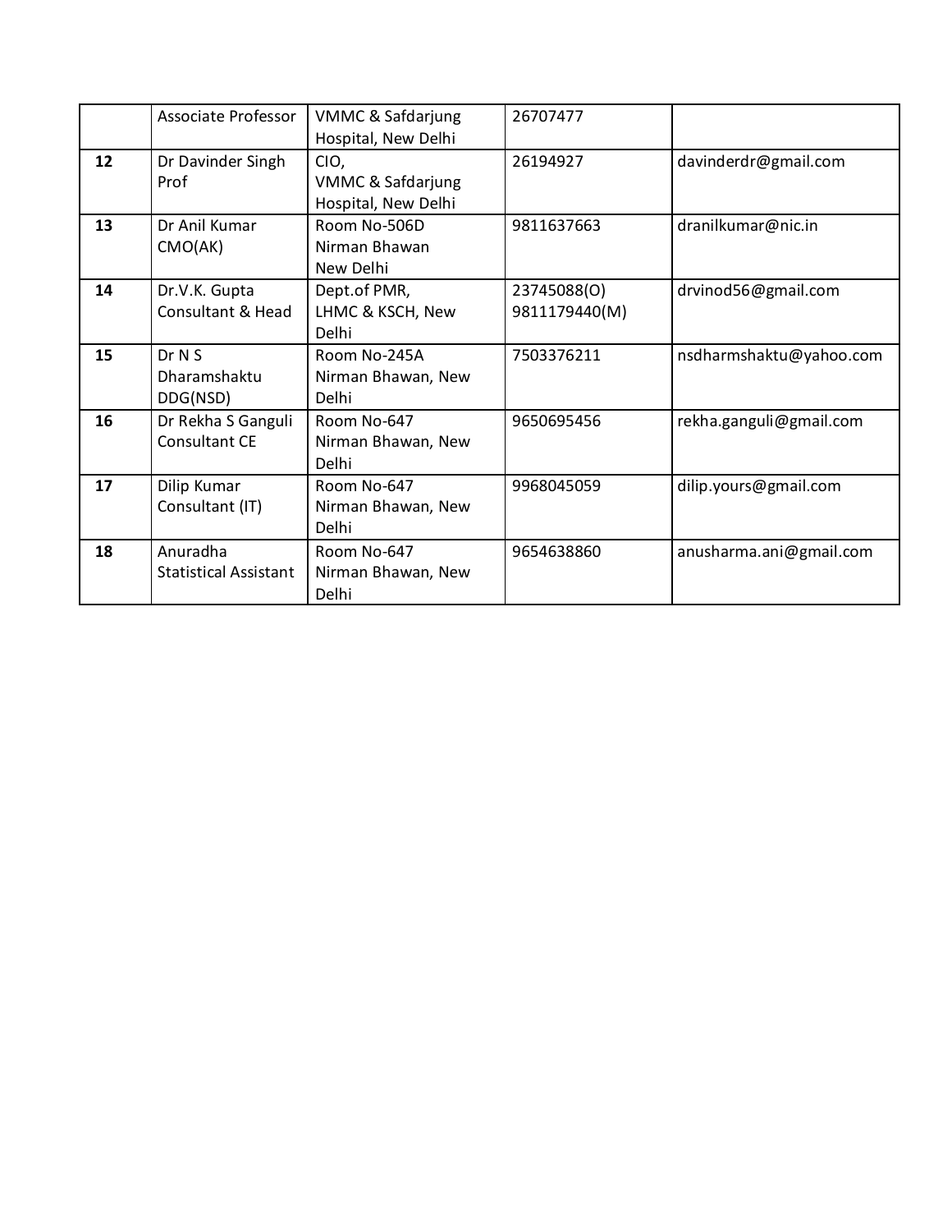| | | | | |
|---|---|---|---|---|
| | Associate Professor | VMMC & Safdarjung Hospital, New Delhi | 26707477 | |
| **12** | Dr Davinder Singh Prof | CIO, VMMC & Safdarjung Hospital, New Delhi | 26194927 | davinderdr@gmail.com |
| **13** | Dr Anil Kumar CMO(AK) | Room No-506D Nirman Bhawan New Delhi | 9811637663 | dranilkumar@nic.in |
| **14** | Dr.V.K. Gupta Consultant & Head | Dept.of PMR, LHMC & KSCH, New Delhi | 23745088(O) 9811179440(M) | drvinod56@gmail.com |
| **15** | Dr N S Dharamshaktu DDG(NSD) | Room No-245A Nirman Bhawan, New Delhi | 7503376211 | nsdharmshaktu@yahoo.com |
| **16** | Dr Rekha S Ganguli Consultant CE | Room No-647 Nirman Bhawan, New Delhi | 9650695456 | rekha.ganguli@gmail.com |
| **17** | Dilip Kumar Consultant (IT) | Room No-647 Nirman Bhawan, New Delhi | 9968045059 | dilip.yours@gmail.com |
| **18** | Anuradha Statistical Assistant | Room No-647 Nirman Bhawan, New Delhi | 9654638860 | anusharma.ani@gmail.com |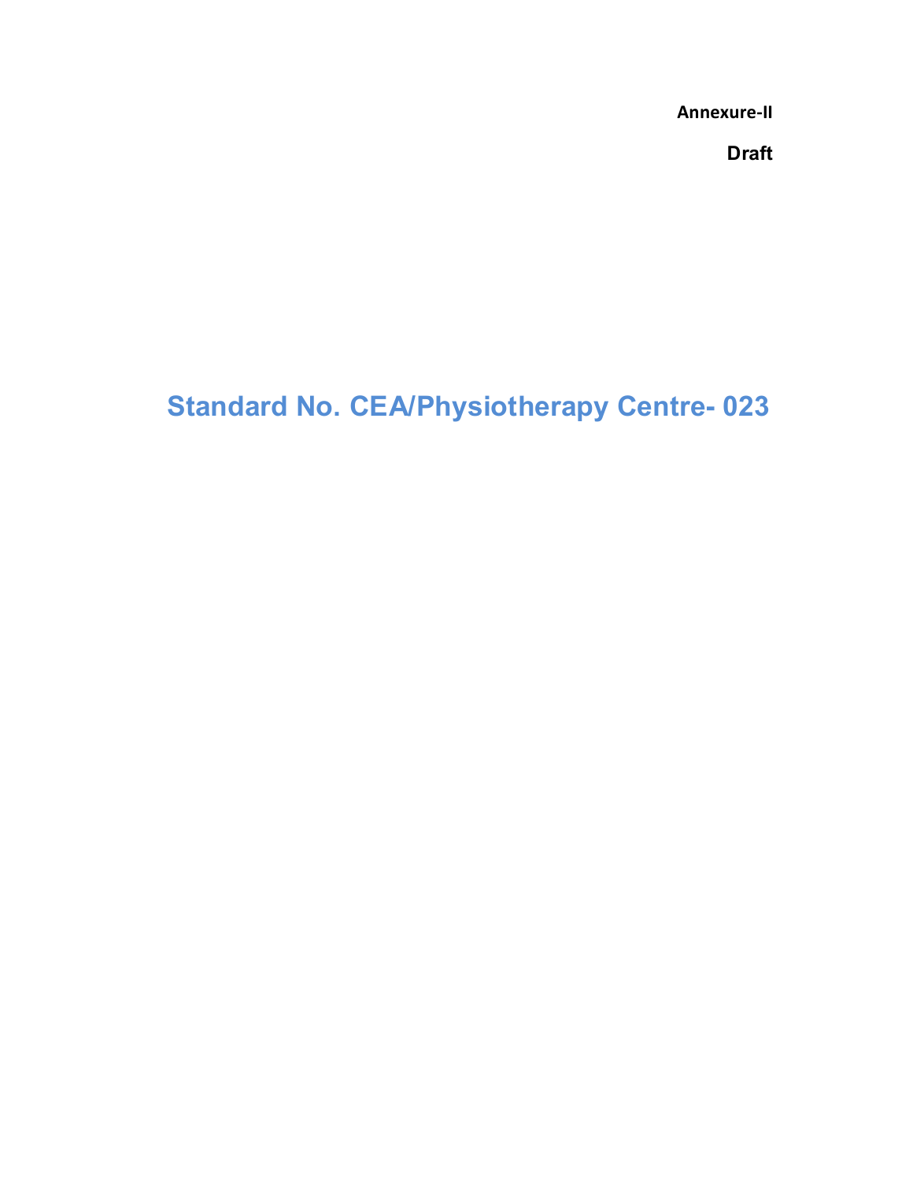**Annexure-II**

**Draft**

# Standard No. CEA/Physiotherapy Centre- 023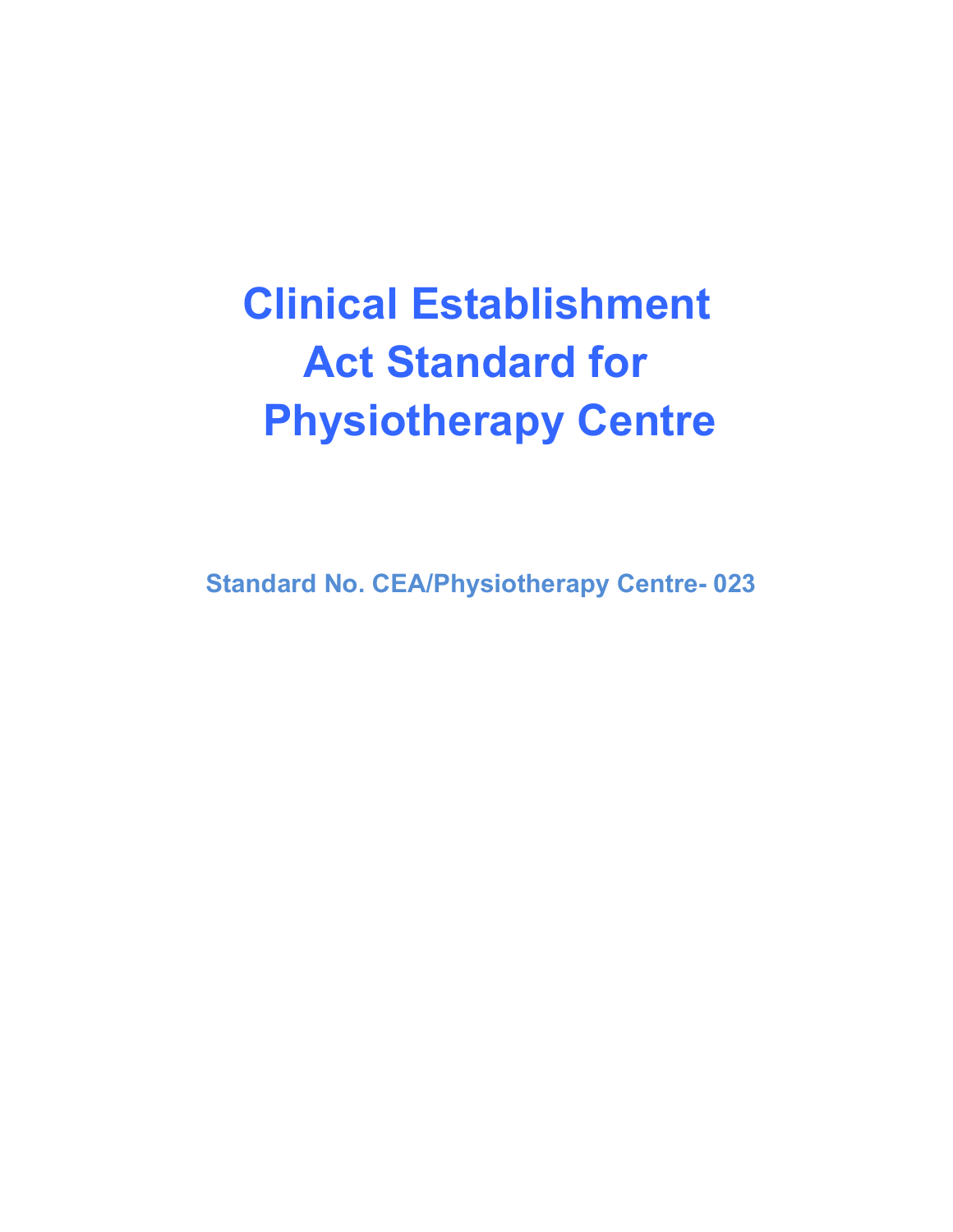# Clinical Establishment Act Standard for Physiotherapy Centre

**Standard No. CEA/Physiotherapy Centre- 023**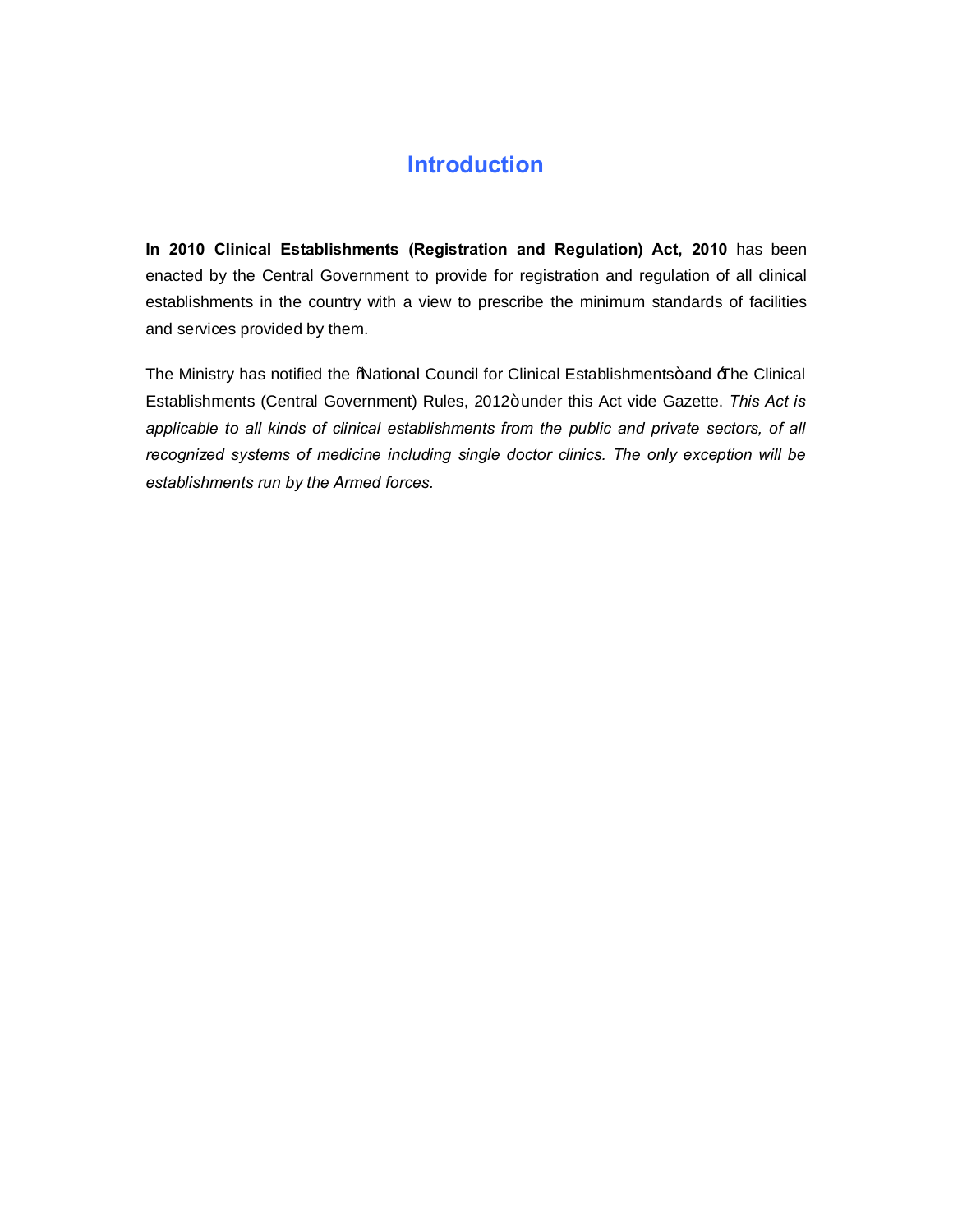# Introduction

**In 2010 Clinical Establishments (Registration and Regulation) Act, 2010** has been enacted by the Central Government to provide for registration and regulation of all clinical establishments in the country with a view to prescribe the minimum standards of facilities and services provided by them.

The Ministry has notified the "National Council for Clinical Establishments" and "The Clinical Establishments (Central Government) Rules, 2012" under this Act vide Gazette. *This Act is applicable to all kinds of clinical establishments from the public and private sectors, of all recognized systems of medicine including single doctor clinics. The only exception will be establishments run by the Armed forces.*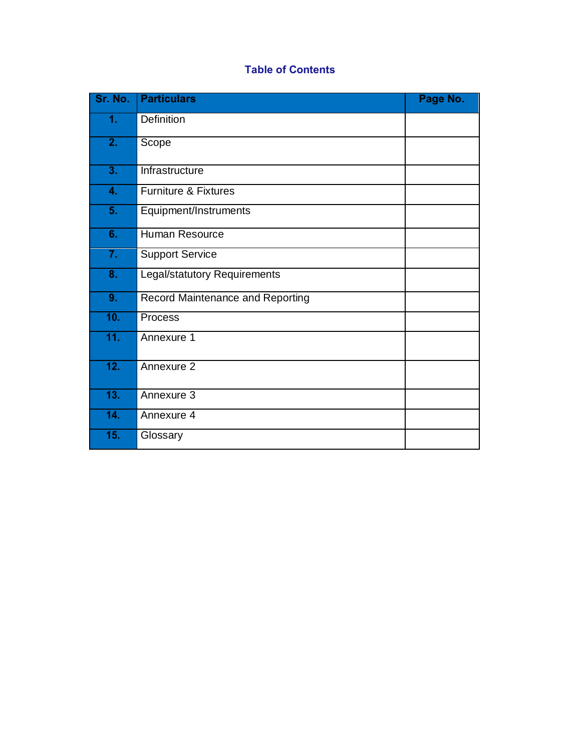## Table of Contents

| Sr. No. | Particulars | Page No. |
|---|---|---|
| 1. | Definition | |
| 2. | Scope | |
| 3. | Infrastructure | |
| 4. | Furniture & Fixtures | |
| 5. | Equipment/Instruments | |
| 6. | Human Resource | |
| 7. | Support Service | |
| 8. | Legal/statutory Requirements | |
| 9. | Record Maintenance and Reporting | |
| 10. | Process | |
| 11. | Annexure 1 | |
| 12. | Annexure 2 | |
| 13. | Annexure 3 | |
| 14. | Annexure 4 | |
| 15. | Glossary | |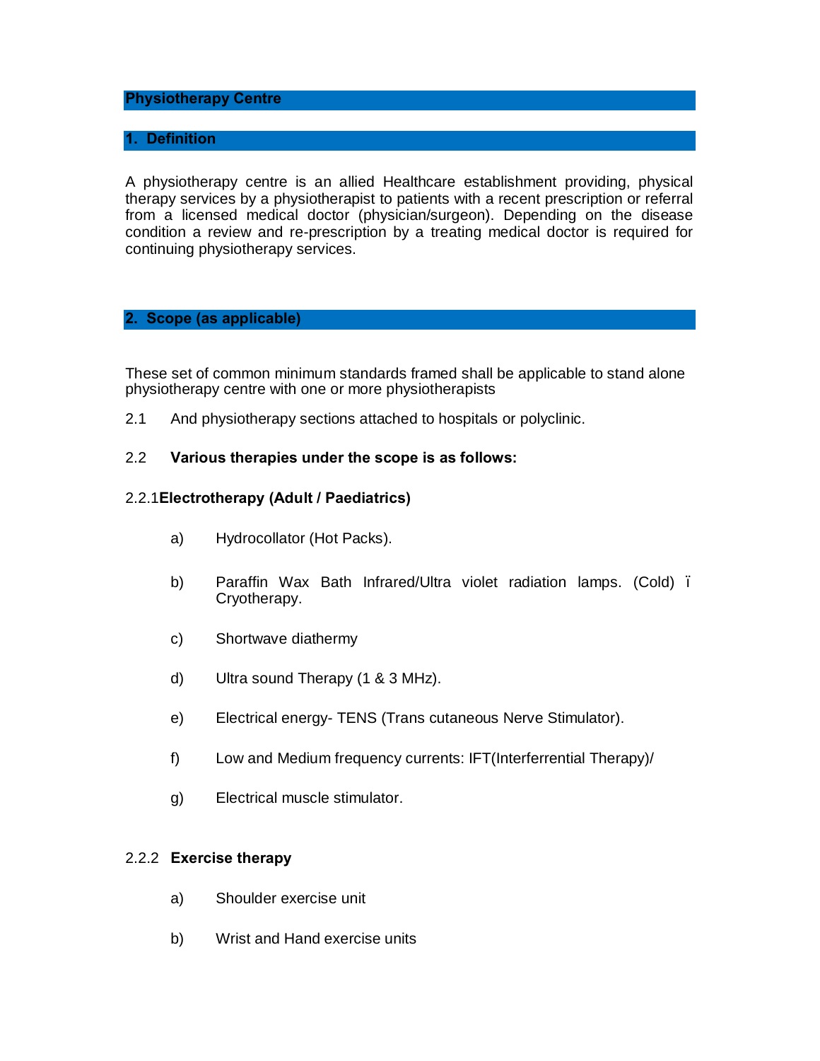## Physiotherapy Centre

## 1. Definition

A physiotherapy centre is an allied Healthcare establishment providing, physical therapy services by a physiotherapist to patients with a recent prescription or referral from a licensed medical doctor (physician/surgeon). Depending on the disease condition a review and re-prescription by a treating medical doctor is required for continuing physiotherapy services.

## 2. Scope (as applicable)

These set of common minimum standards framed shall be applicable to stand alone physiotherapy centre with one or more physiotherapists

2.1 And physiotherapy sections attached to hospitals or polyclinic.

2.2 **Various therapies under the scope is as follows:**

2.2.1 **Electrotherapy (Adult / Paediatrics)**

a) Hydrocollator (Hot Packs).

b) Paraffin Wax Bath Infrared/Ultra violet radiation lamps. (Cold) ï Cryotherapy.

c) Shortwave diathermy

d) Ultra sound Therapy (1 & 3 MHz).

e) Electrical energy- TENS (Trans cutaneous Nerve Stimulator).

f) Low and Medium frequency currents: IFT(Interferrential Therapy)/

g) Electrical muscle stimulator.

2.2.2 **Exercise therapy**

a) Shoulder exercise unit

b) Wrist and Hand exercise units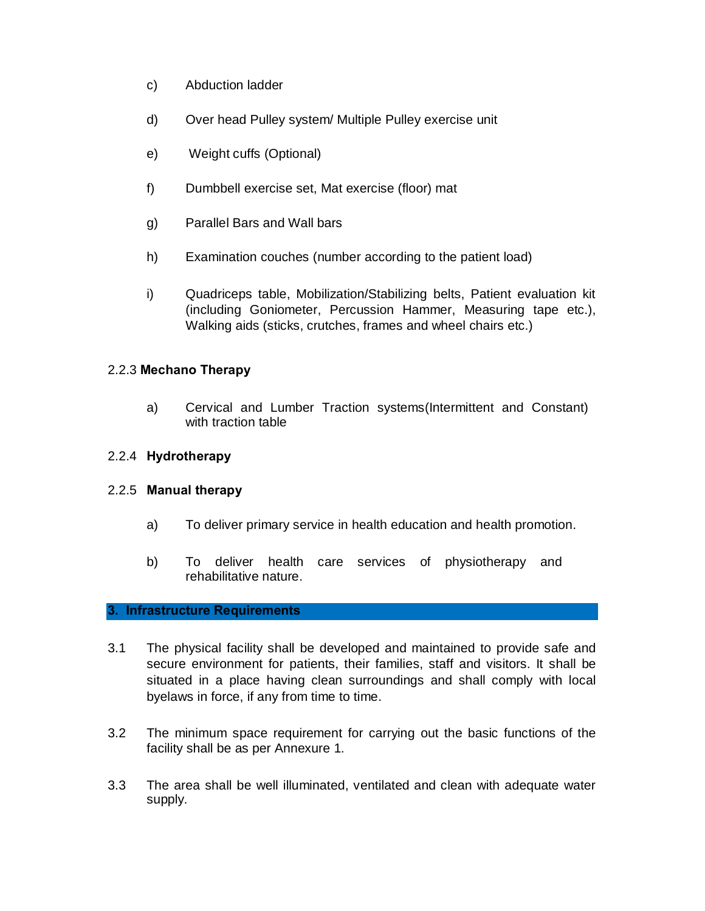c) Abduction ladder

d) Over head Pulley system/ Multiple Pulley exercise unit

e) Weight cuffs (Optional)

f) Dumbbell exercise set, Mat exercise (floor) mat

g) Parallel Bars and Wall bars

h) Examination couches (number according to the patient load)

i) Quadriceps table, Mobilization/Stabilizing belts, Patient evaluation kit (including Goniometer, Percussion Hammer, Measuring tape etc.), Walking aids (sticks, crutches, frames and wheel chairs etc.)

2.2.3 **Mechano Therapy**

a) Cervical and Lumber Traction systems(Intermittent and Constant) with traction table

2.2.4 **Hydrotherapy**

2.2.5 **Manual therapy**

a) To deliver primary service in health education and health promotion.

b) To deliver health care services of physiotherapy and rehabilitative nature.

## 3. Infrastructure Requirements

3.1 The physical facility shall be developed and maintained to provide safe and secure environment for patients, their families, staff and visitors. It shall be situated in a place having clean surroundings and shall comply with local byelaws in force, if any from time to time.

3.2 The minimum space requirement for carrying out the basic functions of the facility shall be as per Annexure 1.

3.3 The area shall be well illuminated, ventilated and clean with adequate water supply.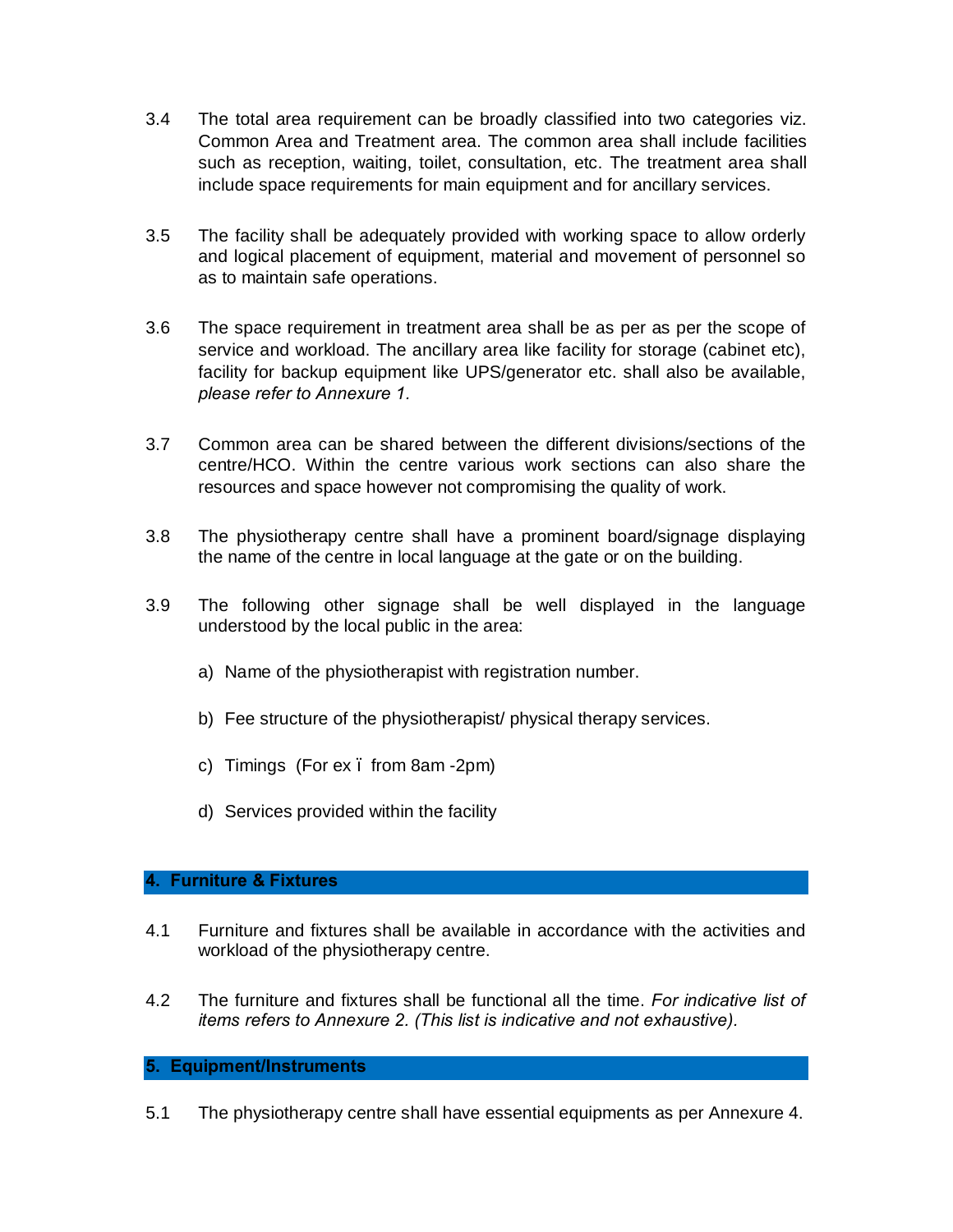3.4 The total area requirement can be broadly classified into two categories viz. Common Area and Treatment area. The common area shall include facilities such as reception, waiting, toilet, consultation, etc. The treatment area shall include space requirements for main equipment and for ancillary services.

3.5 The facility shall be adequately provided with working space to allow orderly and logical placement of equipment, material and movement of personnel so as to maintain safe operations.

3.6 The space requirement in treatment area shall be as per as per the scope of service and workload. The ancillary area like facility for storage (cabinet etc), facility for backup equipment like UPS/generator etc. shall also be available, *please refer to Annexure 1*.

3.7 Common area can be shared between the different divisions/sections of the centre/HCO. Within the centre various work sections can also share the resources and space however not compromising the quality of work.

3.8 The physiotherapy centre shall have a prominent board/signage displaying the name of the centre in local language at the gate or on the building.

3.9 The following other signage shall be well displayed in the language understood by the local public in the area:

a) Name of the physiotherapist with registration number.

b) Fee structure of the physiotherapist/ physical therapy services.

c) Timings (For ex ï from 8am -2pm)

d) Services provided within the facility

## 4. Furniture & Fixtures

4.1 Furniture and fixtures shall be available in accordance with the activities and workload of the physiotherapy centre.

4.2 The furniture and fixtures shall be functional all the time. *For indicative list of items refers to Annexure 2. (This list is indicative and not exhaustive).*

## 5. Equipment/Instruments

5.1 The physiotherapy centre shall have essential equipments as per Annexure 4.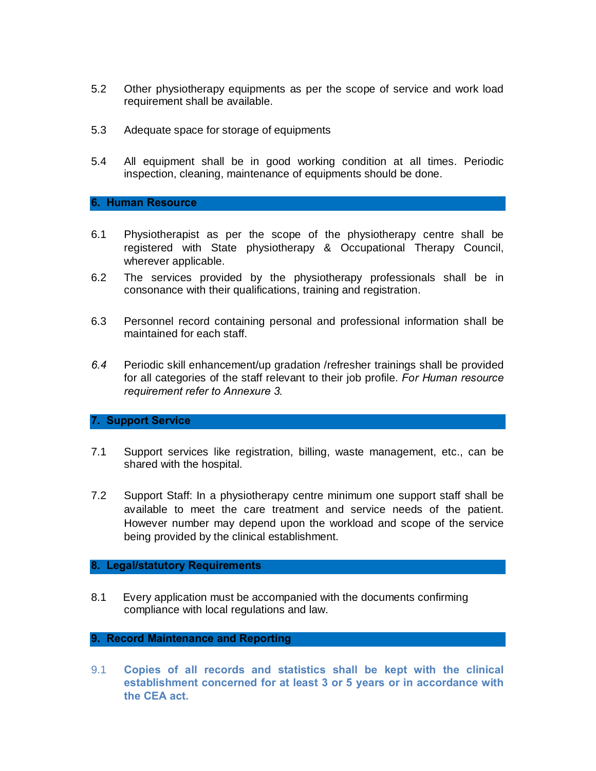5.2 Other physiotherapy equipments as per the scope of service and work load requirement shall be available.

5.3 Adequate space for storage of equipments

5.4 All equipment shall be in good working condition at all times. Periodic inspection, cleaning, maintenance of equipments should be done.

## 6. Human Resource

6.1 Physiotherapist as per the scope of the physiotherapy centre shall be registered with State physiotherapy & Occupational Therapy Council, wherever applicable.

6.2 The services provided by the physiotherapy professionals shall be in consonance with their qualifications, training and registration.

6.3 Personnel record containing personal and professional information shall be maintained for each staff.

*6.4* Periodic skill enhancement/up gradation /refresher trainings shall be provided for all categories of the staff relevant to their job profile. *For Human resource requirement refer to Annexure 3.*

## 7. Support Service

7.1 Support services like registration, billing, waste management, etc., can be shared with the hospital.

7.2 Support Staff: In a physiotherapy centre minimum one support staff shall be available to meet the care treatment and service needs of the patient. However number may depend upon the workload and scope of the service being provided by the clinical establishment.

## 8. Legal/statutory Requirements

8.1 Every application must be accompanied with the documents confirming compliance with local regulations and law.

## 9. Record Maintenance and Reporting

9.1 **Copies of all records and statistics shall be kept with the clinical establishment concerned for at least 3 or 5 years or in accordance with the CEA act.**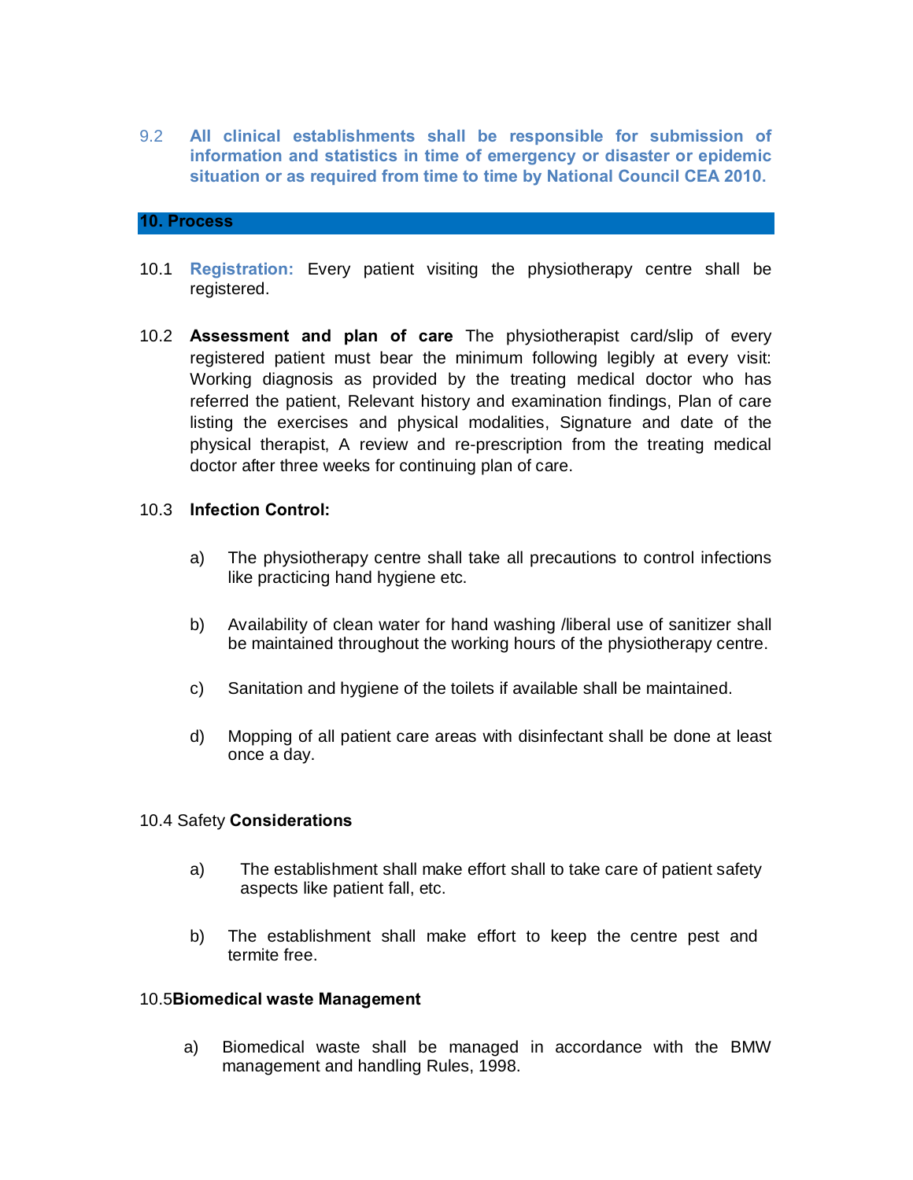9.2 **All clinical establishments shall be responsible for submission of information and statistics in time of emergency or disaster or epidemic situation or as required from time to time by National Council CEA 2010.**

## 10. Process

10.1 **Registration:** Every patient visiting the physiotherapy centre shall be registered.

10.2 **Assessment and plan of care** The physiotherapist card/slip of every registered patient must bear the minimum following legibly at every visit: Working diagnosis as provided by the treating medical doctor who has referred the patient, Relevant history and examination findings, Plan of care listing the exercises and physical modalities, Signature and date of the physical therapist, A review and re-prescription from the treating medical doctor after three weeks for continuing plan of care.

10.3 **Infection Control:**

a) The physiotherapy centre shall take all precautions to control infections like practicing hand hygiene etc.

b) Availability of clean water for hand washing /liberal use of sanitizer shall be maintained throughout the working hours of the physiotherapy centre.

c) Sanitation and hygiene of the toilets if available shall be maintained.

d) Mopping of all patient care areas with disinfectant shall be done at least once a day.

10.4 Safety **Considerations**

a) The establishment shall make effort shall to take care of patient safety aspects like patient fall, etc.

b) The establishment shall make effort to keep the centre pest and termite free.

10.5**Biomedical waste Management**

a) Biomedical waste shall be managed in accordance with the BMW management and handling Rules, 1998.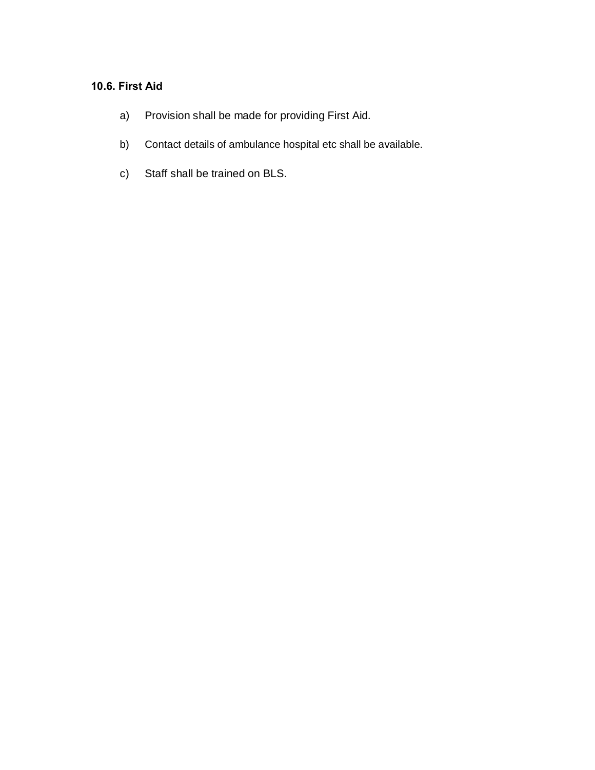### 10.6. First Aid

a) Provision shall be made for providing First Aid.

b) Contact details of ambulance hospital etc shall be available.

c) Staff shall be trained on BLS.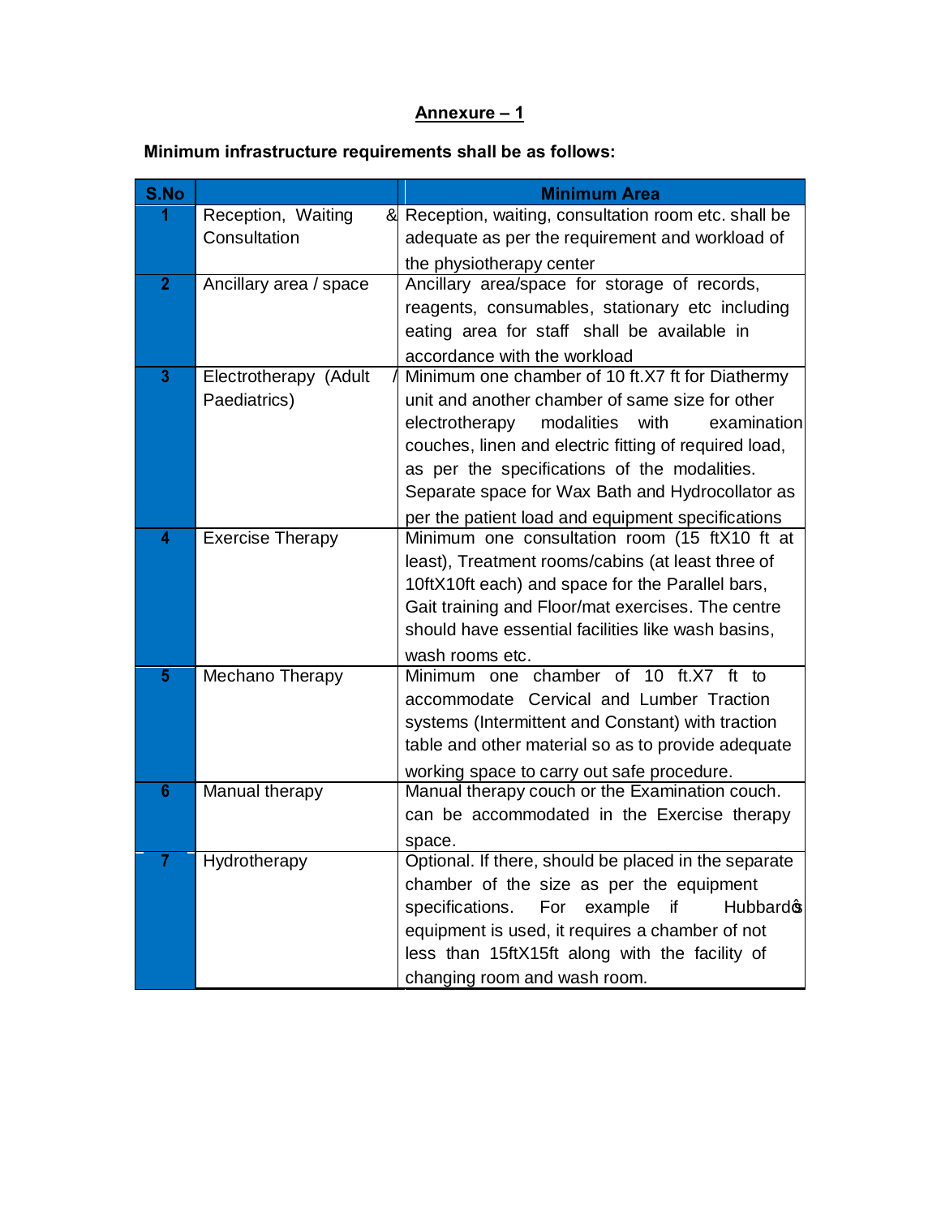## Annexure – 1

**Minimum infrastructure requirements shall be as follows:**

| S.No | | Minimum Area |
|---|---|---|
| 1 | Reception, Waiting & Consultation | Reception, waiting, consultation room etc. shall be adequate as per the requirement and workload of the physiotherapy center |
| 2 | Ancillary area / space | Ancillary area/space for storage of records, reagents, consumables, stationary etc including eating area for staff shall be available in accordance with the workload |
| 3 | Electrotherapy (Adult / Paediatrics) | Minimum one chamber of 10 ft.X7 ft for Diathermy unit and another chamber of same size for other electrotherapy modalities with examination couches, linen and electric fitting of required load, as per the specifications of the modalities. Separate space for Wax Bath and Hydrocollator as per the patient load and equipment specifications |
| 4 | Exercise Therapy | Minimum one consultation room (15 ftX10 ft at least), Treatment rooms/cabins (at least three of 10ftX10ft each) and space for the Parallel bars, Gait training and Floor/mat exercises. The centre should have essential facilities like wash basins, wash rooms etc. |
| 5 | Mechano Therapy | Minimum one chamber of 10 ft.X7 ft to accommodate Cervical and Lumber Traction systems (Intermittent and Constant) with traction table and other material so as to provide adequate working space to carry out safe procedure. |
| 6 | Manual therapy | Manual therapy couch or the Examination couch. can be accommodated in the Exercise therapy space. |
| 7 | Hydrotherapy | Optional. If there, should be placed in the separate chamber of the size as per the equipment specifications. For example if Hubbard's equipment is used, it requires a chamber of not less than 15ftX15ft along with the facility of changing room and wash room. |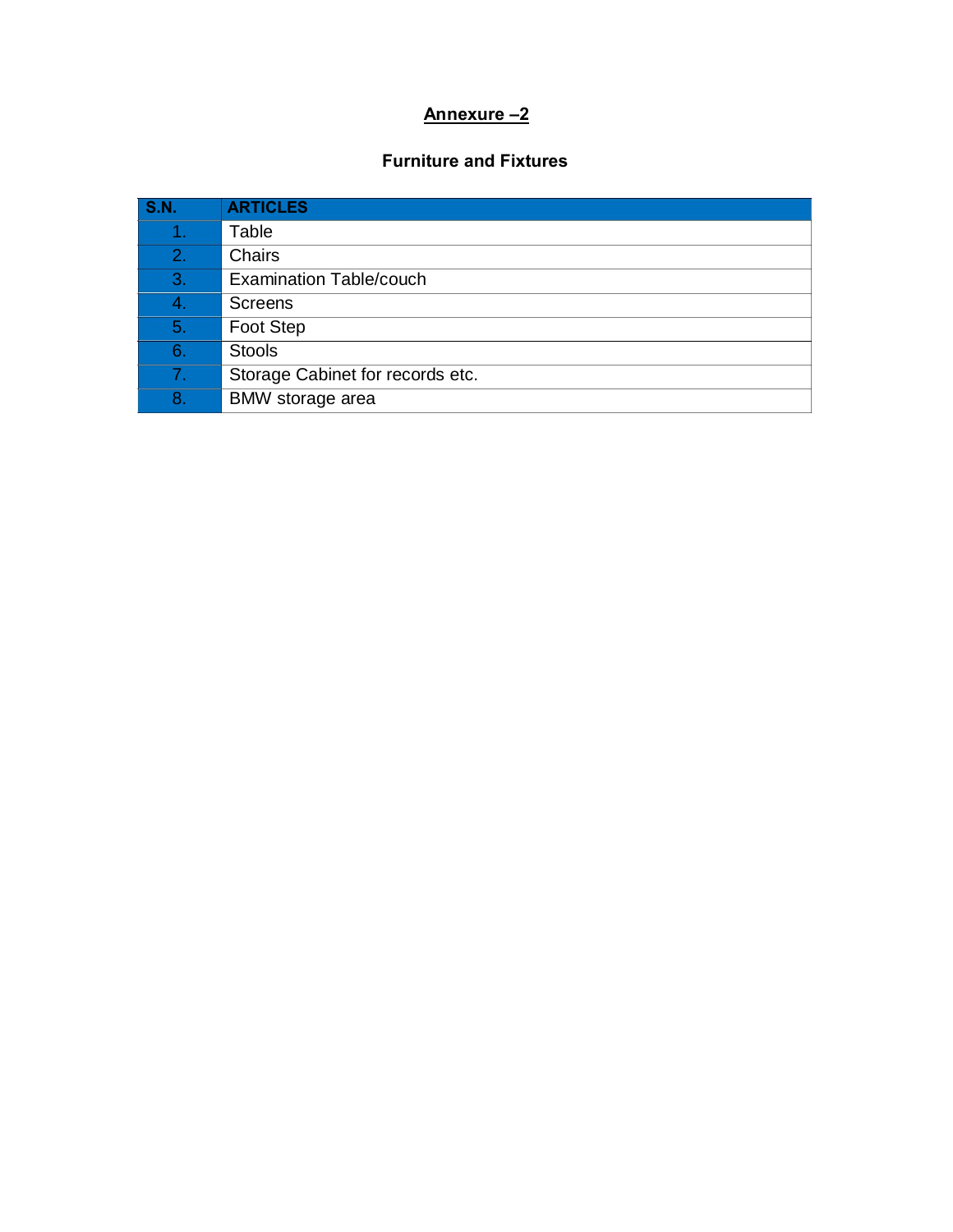## Annexure –2

### Furniture and Fixtures

| S.N. | ARTICLES |
|---|---|
| 1. | Table |
| 2. | Chairs |
| 3. | Examination Table/couch |
| 4. | Screens |
| 5. | Foot Step |
| 6. | Stools |
| 7. | Storage Cabinet for records etc. |
| 8. | BMW storage area |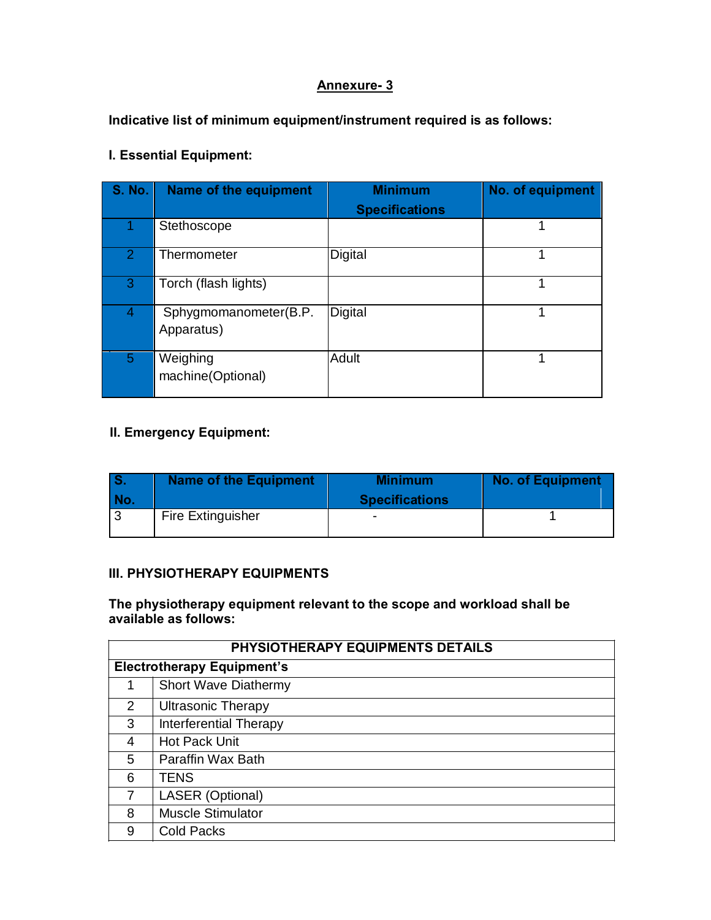## Annexure- 3

**Indicative list of minimum equipment/instrument required is as follows:**

**I. Essential Equipment:**

| S. No. | Name of the equipment | Minimum Specifications | No. of equipment |
|---|---|---|---|
| 1 | Stethoscope | | 1 |
| 2 | Thermometer | Digital | 1 |
| 3 | Torch (flash lights) | | 1 |
| 4 | Sphygmomanometer(B.P. Apparatus) | Digital | 1 |
| 5 | Weighing machine(Optional) | Adult | 1 |

**II. Emergency Equipment:**

| S. No. | Name of the Equipment | Minimum Specifications | No. of Equipment |
|---|---|---|---|
| 3 | Fire Extinguisher | - | 1 |

**III. PHYSIOTHERAPY EQUIPMENTS**

**The physiotherapy equipment relevant to the scope and workload shall be available as follows:**

| PHYSIOTHERAPY EQUIPMENTS DETAILS | |
|---|---|
| **Electrotherapy Equipment's** | |
| 1 | Short Wave Diathermy |
| 2 | Ultrasonic Therapy |
| 3 | Interferential Therapy |
| 4 | Hot Pack Unit |
| 5 | Paraffin Wax Bath |
| 6 | TENS |
| 7 | LASER (Optional) |
| 8 | Muscle Stimulator |
| 9 | Cold Packs |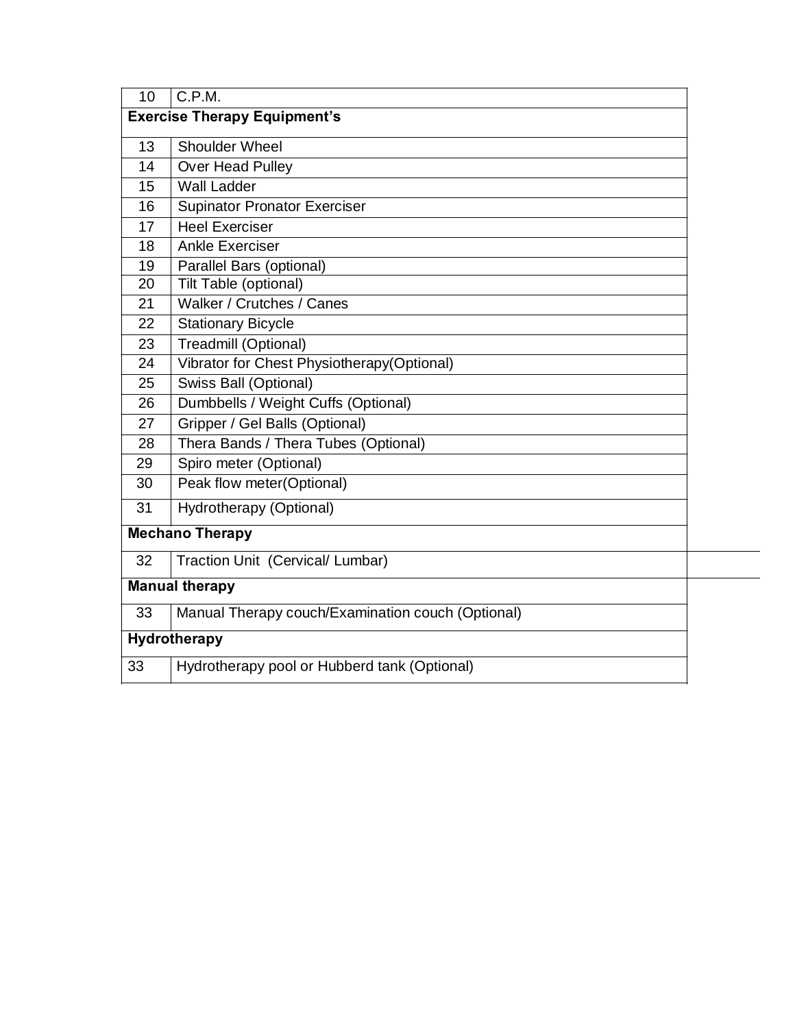| | |
|---|---|
| 10 | C.P.M. |
| **Exercise Therapy Equipment's** | |
| 13 | Shoulder Wheel |
| 14 | Over Head Pulley |
| 15 | Wall Ladder |
| 16 | Supinator Pronator Exerciser |
| 17 | Heel Exerciser |
| 18 | Ankle Exerciser |
| 19 | Parallel Bars (optional) |
| 20 | Tilt Table (optional) |
| 21 | Walker / Crutches / Canes |
| 22 | Stationary Bicycle |
| 23 | Treadmill (Optional) |
| 24 | Vibrator for Chest Physiotherapy(Optional) |
| 25 | Swiss Ball (Optional) |
| 26 | Dumbbells / Weight Cuffs (Optional) |
| 27 | Gripper / Gel Balls (Optional) |
| 28 | Thera Bands / Thera Tubes (Optional) |
| 29 | Spiro meter (Optional) |
| 30 | Peak flow meter(Optional) |
| 31 | Hydrotherapy (Optional) |
| **Mechano Therapy** | |
| 32 | Traction Unit (Cervical/ Lumbar) |
| **Manual therapy** | |
| 33 | Manual Therapy couch/Examination couch (Optional) |
| **Hydrotherapy** | |
| 33 | Hydrotherapy pool or Hubberd tank (Optional) |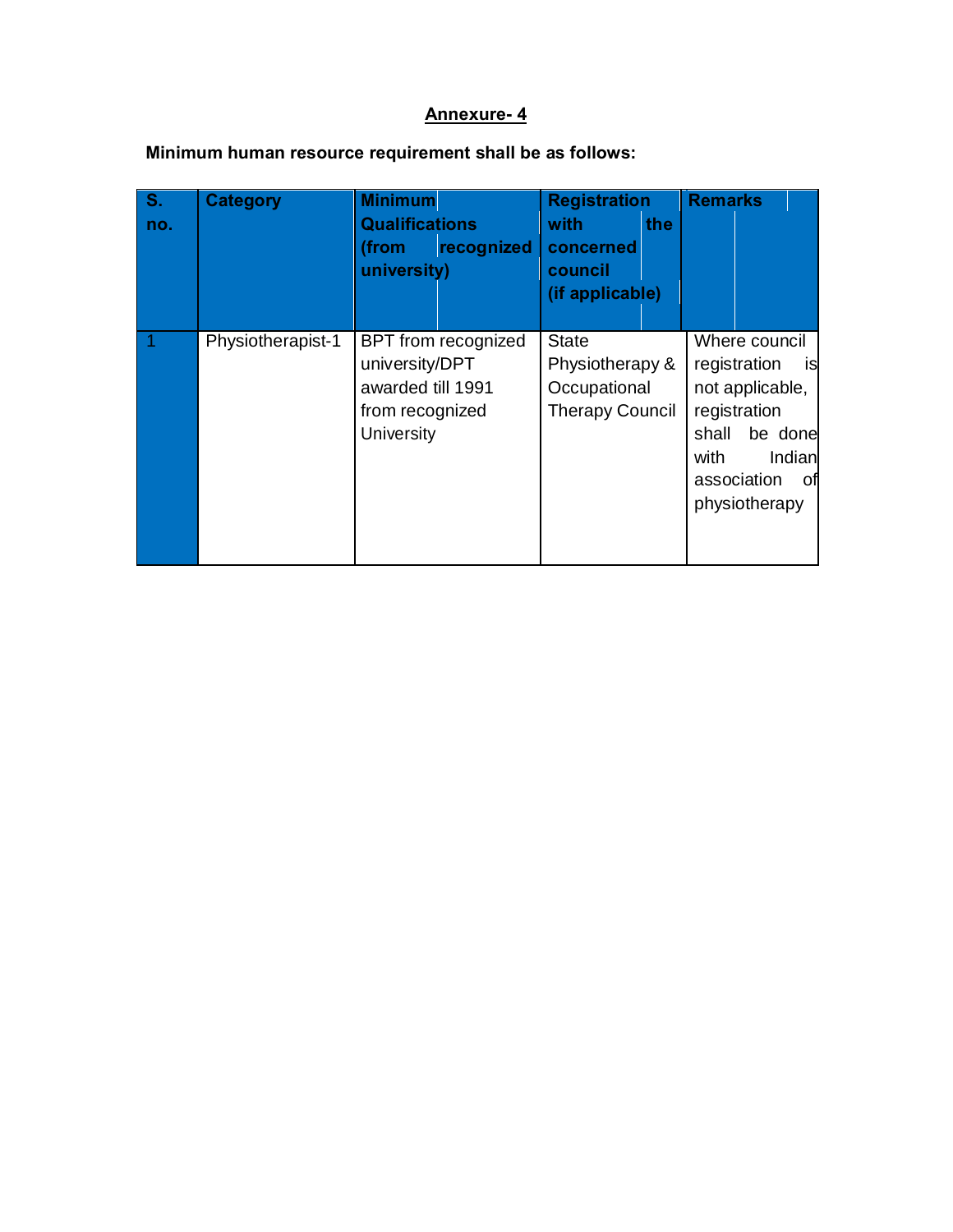## Annexure- 4

**Minimum human resource requirement shall be as follows:**

| S. no. | Category | Minimum Qualifications (from recognized university) | Registration with the concerned council (if applicable) | Remarks |
|---|---|---|---|---|
| 1 | Physiotherapist-1 | BPT from recognized university/DPT awarded till 1991 from recognized University | State Physiotherapy & Occupational Therapy Council | Where council registration is not applicable, registration shall be done with Indian association of physiotherapy |